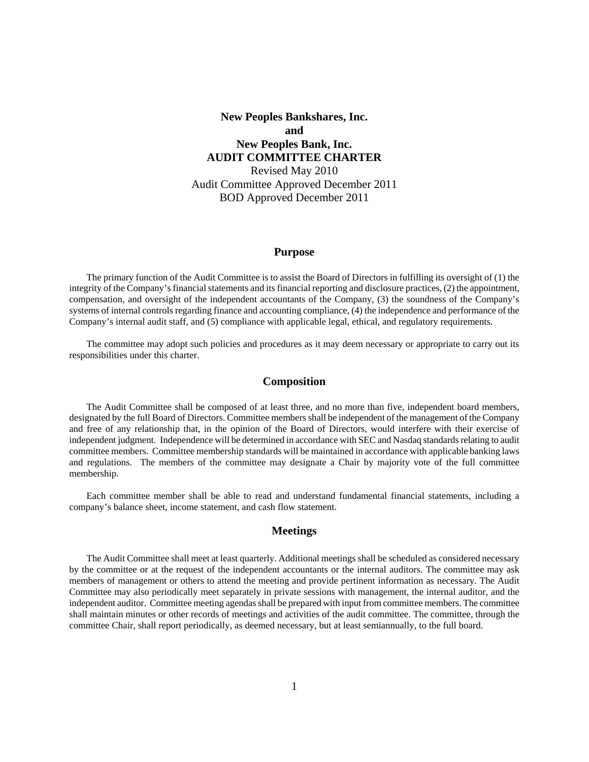# New Peoples Bankshares, Inc.
# and
# New Peoples Bank, Inc.
# AUDIT COMMITTEE CHARTER

Revised May 2010

Audit Committee Approved December 2011

BOD Approved December 2011

## Purpose

The primary function of the Audit Committee is to assist the Board of Directors in fulfilling its oversight of (1) the integrity of the Company's financial statements and its financial reporting and disclosure practices, (2) the appointment, compensation, and oversight of the independent accountants of the Company, (3) the soundness of the Company's systems of internal controls regarding finance and accounting compliance, (4) the independence and performance of the Company's internal audit staff, and (5) compliance with applicable legal, ethical, and regulatory requirements.

The committee may adopt such policies and procedures as it may deem necessary or appropriate to carry out its responsibilities under this charter.

## Composition

The Audit Committee shall be composed of at least three, and no more than five, independent board members, designated by the full Board of Directors. Committee members shall be independent of the management of the Company and free of any relationship that, in the opinion of the Board of Directors, would interfere with their exercise of independent judgment. Independence will be determined in accordance with SEC and Nasdaq standards relating to audit committee members. Committee membership standards will be maintained in accordance with applicable banking laws and regulations. The members of the committee may designate a Chair by majority vote of the full committee membership.

Each committee member shall be able to read and understand fundamental financial statements, including a company's balance sheet, income statement, and cash flow statement.

## Meetings

The Audit Committee shall meet at least quarterly. Additional meetings shall be scheduled as considered necessary by the committee or at the request of the independent accountants or the internal auditors. The committee may ask members of management or others to attend the meeting and provide pertinent information as necessary. The Audit Committee may also periodically meet separately in private sessions with management, the internal auditor, and the independent auditor. Committee meeting agendas shall be prepared with input from committee members. The committee shall maintain minutes or other records of meetings and activities of the audit committee. The committee, through the committee Chair, shall report periodically, as deemed necessary, but at least semiannually, to the full board.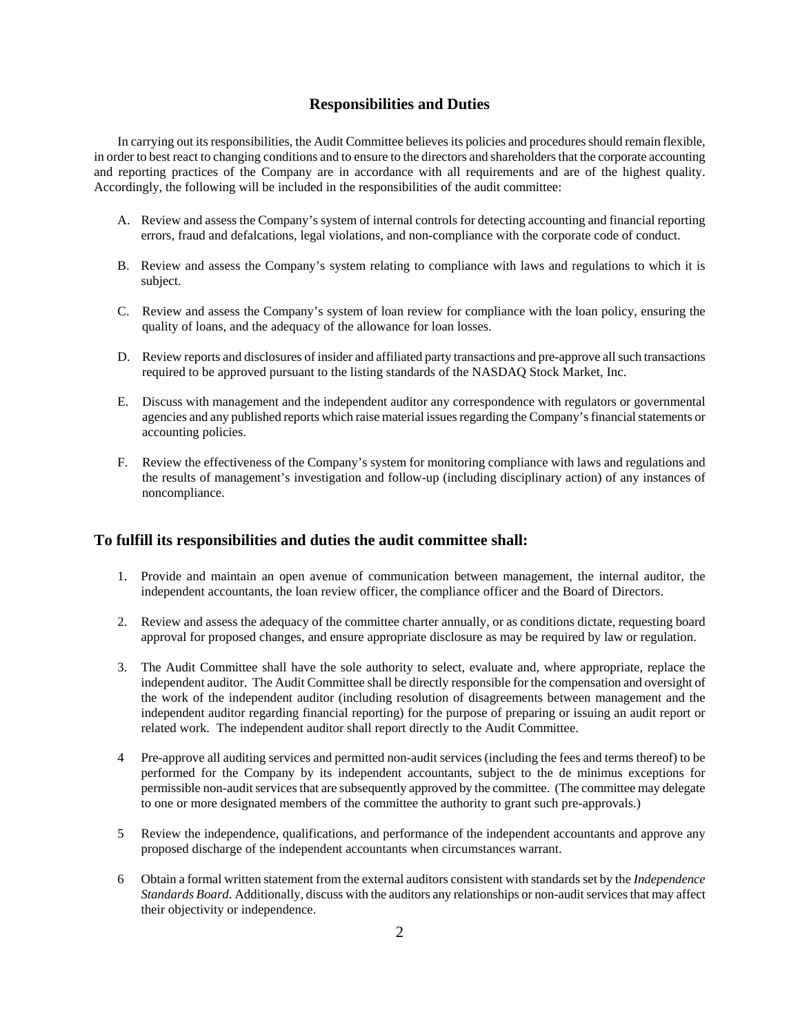## Responsibilities and Duties

In carrying out its responsibilities, the Audit Committee believes its policies and procedures should remain flexible, in order to best react to changing conditions and to ensure to the directors and shareholders that the corporate accounting and reporting practices of the Company are in accordance with all requirements and are of the highest quality. Accordingly, the following will be included in the responsibilities of the audit committee:

A. Review and assess the Company's system of internal controls for detecting accounting and financial reporting errors, fraud and defalcations, legal violations, and non-compliance with the corporate code of conduct.

B. Review and assess the Company's system relating to compliance with laws and regulations to which it is subject.

C. Review and assess the Company's system of loan review for compliance with the loan policy, ensuring the quality of loans, and the adequacy of the allowance for loan losses.

D. Review reports and disclosures of insider and affiliated party transactions and pre-approve all such transactions required to be approved pursuant to the listing standards of the NASDAQ Stock Market, Inc.

E. Discuss with management and the independent auditor any correspondence with regulators or governmental agencies and any published reports which raise material issues regarding the Company's financial statements or accounting policies.

F. Review the effectiveness of the Company's system for monitoring compliance with laws and regulations and the results of management's investigation and follow-up (including disciplinary action) of any instances of noncompliance.

## To fulfill its responsibilities and duties the audit committee shall:

1. Provide and maintain an open avenue of communication between management, the internal auditor, the independent accountants, the loan review officer, the compliance officer and the Board of Directors.

2. Review and assess the adequacy of the committee charter annually, or as conditions dictate, requesting board approval for proposed changes, and ensure appropriate disclosure as may be required by law or regulation.

3. The Audit Committee shall have the sole authority to select, evaluate and, where appropriate, replace the independent auditor. The Audit Committee shall be directly responsible for the compensation and oversight of the work of the independent auditor (including resolution of disagreements between management and the independent auditor regarding financial reporting) for the purpose of preparing or issuing an audit report or related work. The independent auditor shall report directly to the Audit Committee.

4 Pre-approve all auditing services and permitted non-audit services (including the fees and terms thereof) to be performed for the Company by its independent accountants, subject to the de minimus exceptions for permissible non-audit services that are subsequently approved by the committee. (The committee may delegate to one or more designated members of the committee the authority to grant such pre-approvals.)

5 Review the independence, qualifications, and performance of the independent accountants and approve any proposed discharge of the independent accountants when circumstances warrant.

6 Obtain a formal written statement from the external auditors consistent with standards set by the *Independence Standards Board*. Additionally, discuss with the auditors any relationships or non-audit services that may affect their objectivity or independence.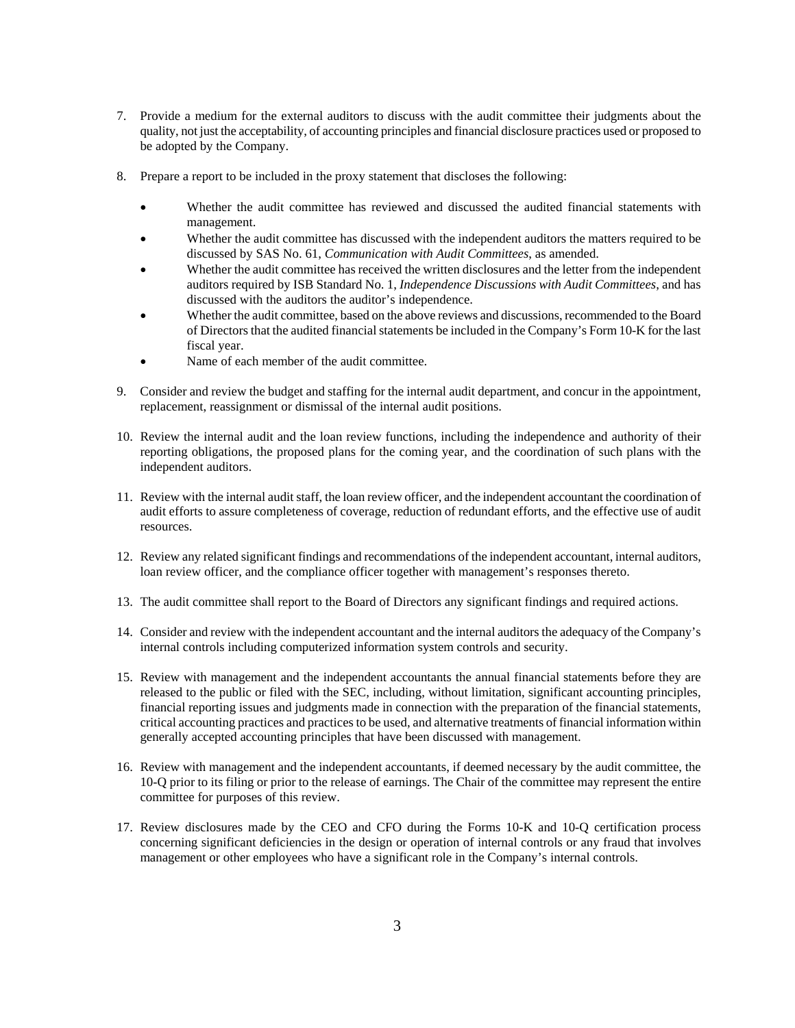7. Provide a medium for the external auditors to discuss with the audit committee their judgments about the quality, not just the acceptability, of accounting principles and financial disclosure practices used or proposed to be adopted by the Company.

8. Prepare a report to be included in the proxy statement that discloses the following:

   - Whether the audit committee has reviewed and discussed the audited financial statements with management.
   - Whether the audit committee has discussed with the independent auditors the matters required to be discussed by SAS No. 61, *Communication with Audit Committees*, as amended.
   - Whether the audit committee has received the written disclosures and the letter from the independent auditors required by ISB Standard No. 1, *Independence Discussions with Audit Committees*, and has discussed with the auditors the auditor's independence.
   - Whether the audit committee, based on the above reviews and discussions, recommended to the Board of Directors that the audited financial statements be included in the Company's Form 10-K for the last fiscal year.
   - Name of each member of the audit committee.

9. Consider and review the budget and staffing for the internal audit department, and concur in the appointment, replacement, reassignment or dismissal of the internal audit positions.

10. Review the internal audit and the loan review functions, including the independence and authority of their reporting obligations, the proposed plans for the coming year, and the coordination of such plans with the independent auditors.

11. Review with the internal audit staff, the loan review officer, and the independent accountant the coordination of audit efforts to assure completeness of coverage, reduction of redundant efforts, and the effective use of audit resources.

12. Review any related significant findings and recommendations of the independent accountant, internal auditors, loan review officer, and the compliance officer together with management's responses thereto.

13. The audit committee shall report to the Board of Directors any significant findings and required actions.

14. Consider and review with the independent accountant and the internal auditors the adequacy of the Company's internal controls including computerized information system controls and security.

15. Review with management and the independent accountants the annual financial statements before they are released to the public or filed with the SEC, including, without limitation, significant accounting principles, financial reporting issues and judgments made in connection with the preparation of the financial statements, critical accounting practices and practices to be used, and alternative treatments of financial information within generally accepted accounting principles that have been discussed with management.

16. Review with management and the independent accountants, if deemed necessary by the audit committee, the 10-Q prior to its filing or prior to the release of earnings. The Chair of the committee may represent the entire committee for purposes of this review.

17. Review disclosures made by the CEO and CFO during the Forms 10-K and 10-Q certification process concerning significant deficiencies in the design or operation of internal controls or any fraud that involves management or other employees who have a significant role in the Company's internal controls.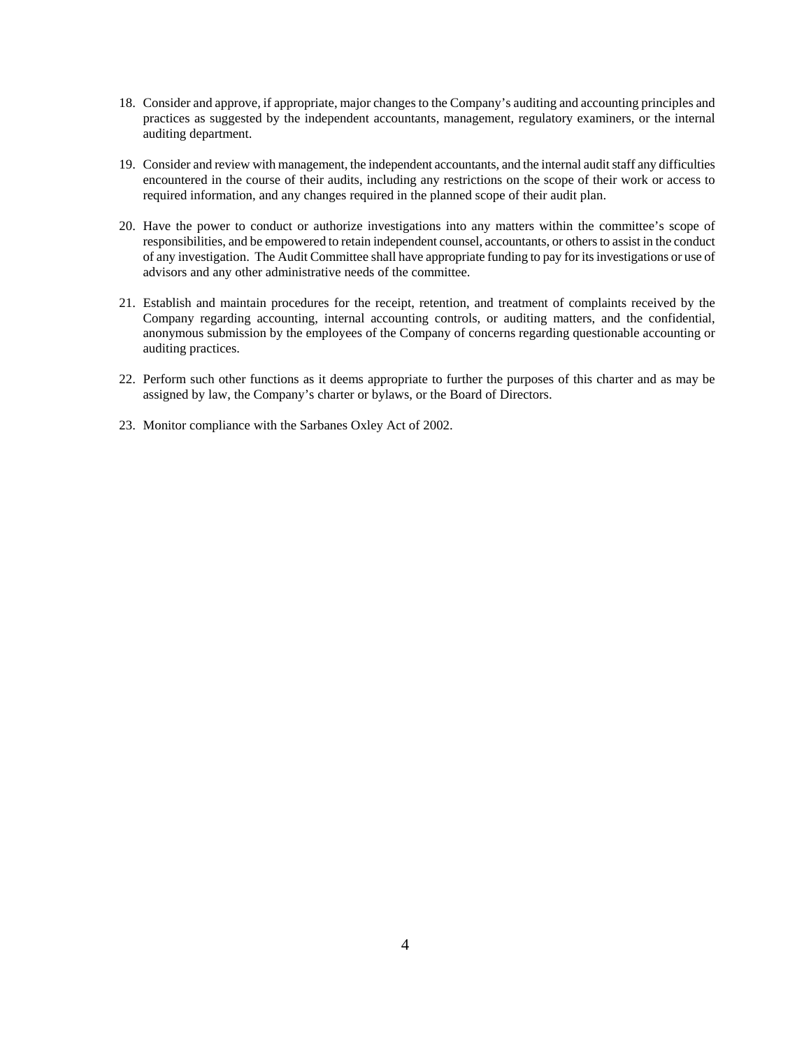18. Consider and approve, if appropriate, major changes to the Company's auditing and accounting principles and practices as suggested by the independent accountants, management, regulatory examiners, or the internal auditing department.

19. Consider and review with management, the independent accountants, and the internal audit staff any difficulties encountered in the course of their audits, including any restrictions on the scope of their work or access to required information, and any changes required in the planned scope of their audit plan.

20. Have the power to conduct or authorize investigations into any matters within the committee's scope of responsibilities, and be empowered to retain independent counsel, accountants, or others to assist in the conduct of any investigation. The Audit Committee shall have appropriate funding to pay for its investigations or use of advisors and any other administrative needs of the committee.

21. Establish and maintain procedures for the receipt, retention, and treatment of complaints received by the Company regarding accounting, internal accounting controls, or auditing matters, and the confidential, anonymous submission by the employees of the Company of concerns regarding questionable accounting or auditing practices.

22. Perform such other functions as it deems appropriate to further the purposes of this charter and as may be assigned by law, the Company's charter or bylaws, or the Board of Directors.

23. Monitor compliance with the Sarbanes Oxley Act of 2002.